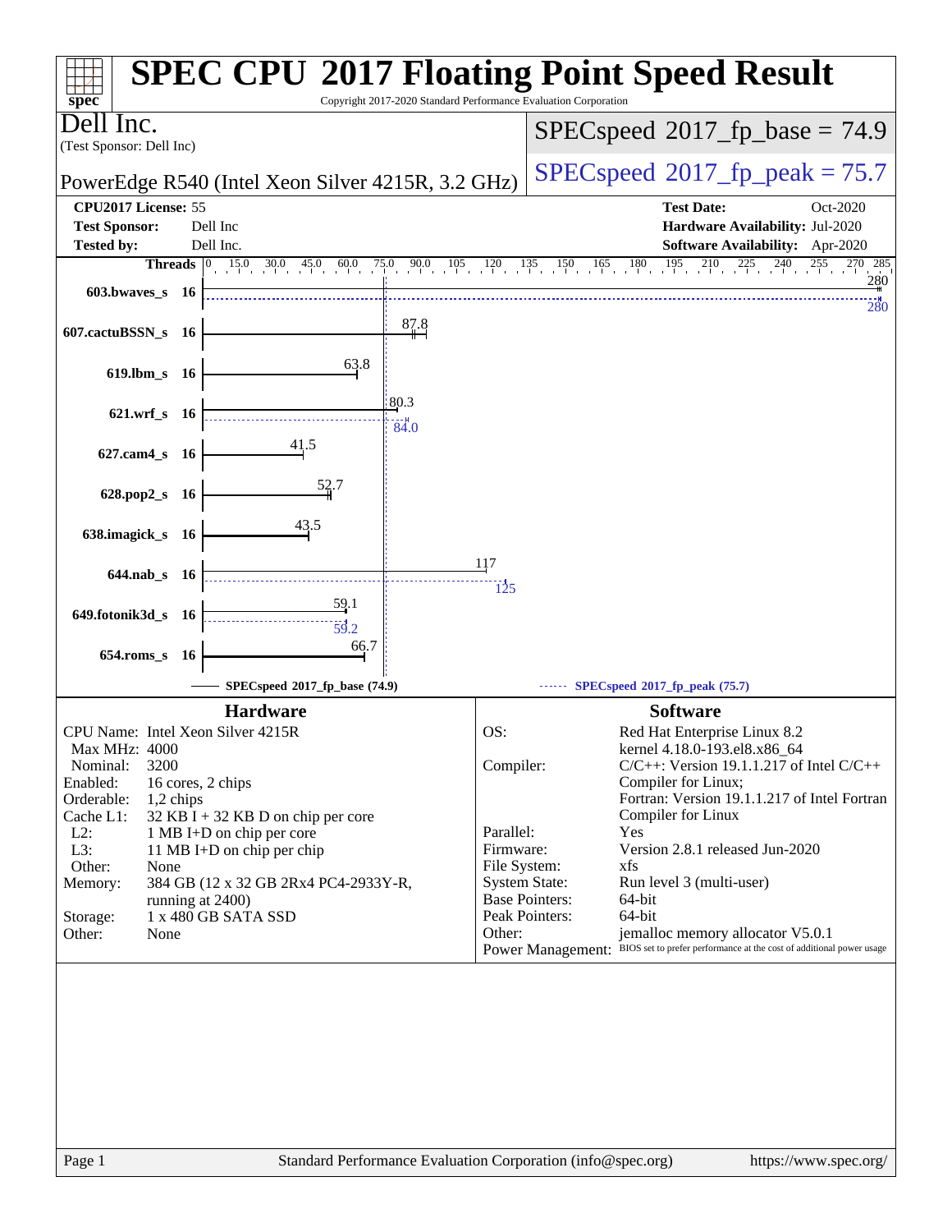# SPEC CPU 2017 Floating Point Speed Result

Copyright 2017-2020 Standard Performance Evaluation Corporation

**Dell Inc.**
(Test Sponsor: Dell Inc)

PowerEdge R540 (Intel Xeon Silver 4215R, 3.2 GHz)

SPECspeed 2017_fp_base = 74.9

SPECspeed 2017_fp_peak = 75.7

| | | | |
|---|---|---|---|
| **CPU2017 License:** | 55 | **Test Date:** | Oct-2020 |
| **Test Sponsor:** | Dell Inc | **Hardware Availability:** | Jul-2020 |
| **Tested by:** | Dell Inc. | **Software Availability:** | Apr-2020 |

| Benchmark | Threads | Base | Peak |
|---|---|---|---|
| 603.bwaves_s | 16 | 280 | 280 |
| 607.cactuBSSN_s | 16 | 87.8 | |
| 619.lbm_s | 16 | 63.8 | |
| 621.wrf_s | 16 | 80.3 | 84.0 |
| 627.cam4_s | 16 | 41.5 | |
| 628.pop2_s | 16 | 52.7 | |
| 638.imagick_s | 16 | 43.5 | |
| 644.nab_s | 16 | 117 | 125 |
| 649.fotonik3d_s | 16 | 59.1 | 59.2 |
| 654.roms_s | 16 | 66.7 | |

SPECspeed 2017_fp_base (74.9) ------ SPECspeed 2017_fp_peak (75.7)

## Hardware

| | |
|---|---|
| CPU Name: | Intel Xeon Silver 4215R |
| Max MHz: | 4000 |
| Nominal: | 3200 |
| Enabled: | 16 cores, 2 chips |
| Orderable: | 1,2 chips |
| Cache L1: | 32 KB I + 32 KB D on chip per core |
| L2: | 1 MB I+D on chip per core |
| L3: | 11 MB I+D on chip per chip |
| Other: | None |
| Memory: | 384 GB (12 x 32 GB 2Rx4 PC4-2933Y-R, running at 2400) |
| Storage: | 1 x 480 GB SATA SSD |
| Other: | None |

## Software

| | |
|---|---|
| OS: | Red Hat Enterprise Linux 8.2<br>kernel 4.18.0-193.el8.x86_64 |
| Compiler: | C/C++: Version 19.1.1.217 of Intel C/C++ Compiler for Linux;<br>Fortran: Version 19.1.1.217 of Intel Fortran Compiler for Linux |
| Parallel: | Yes |
| Firmware: | Version 2.8.1 released Jun-2020 |
| File System: | xfs |
| System State: | Run level 3 (multi-user) |
| Base Pointers: | 64-bit |
| Peak Pointers: | 64-bit |
| Other: | jemalloc memory allocator V5.0.1 |
| Power Management: | BIOS set to prefer performance at the cost of additional power usage |

Standard Performance Evaluation Corporation (info@spec.org) https://www.spec.org/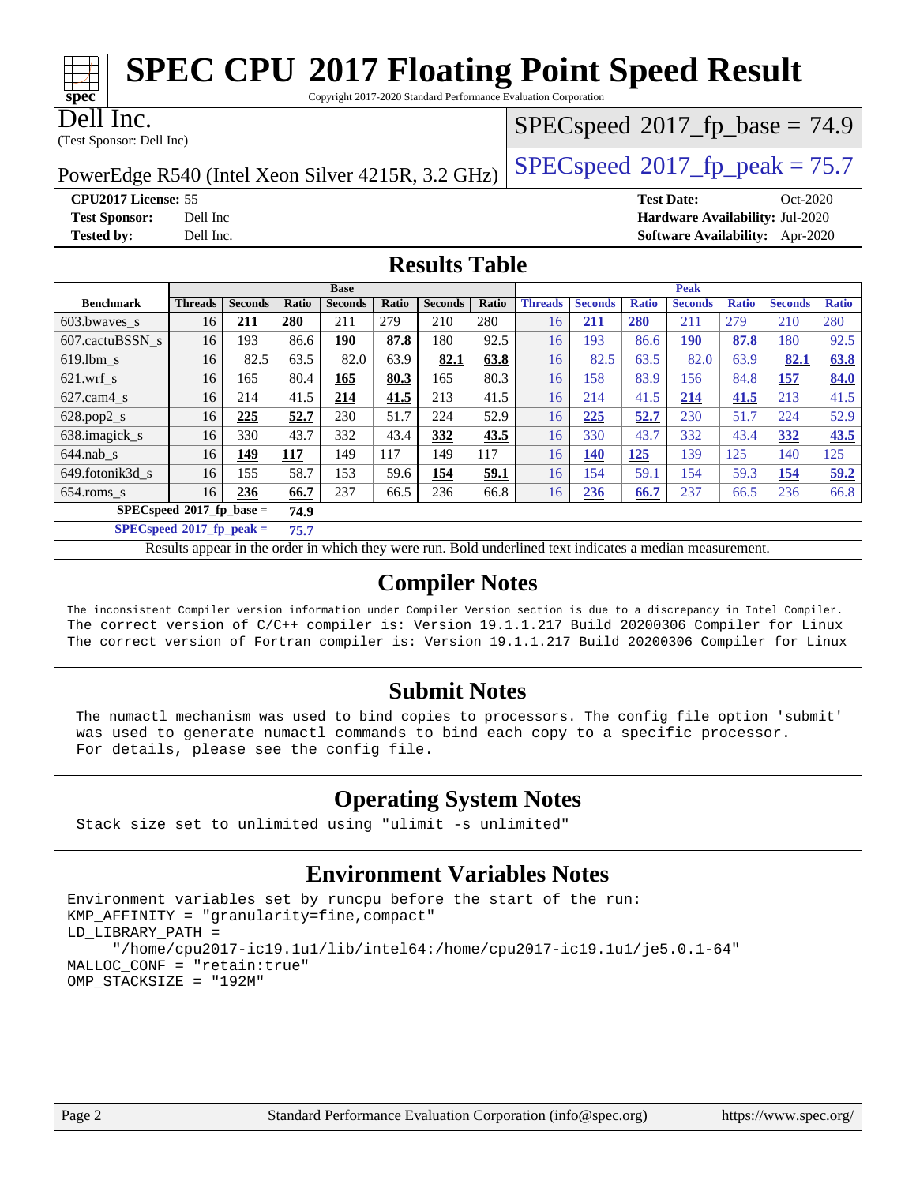# SPEC CPU 2017 Floating Point Speed Result

Copyright 2017-2020 Standard Performance Evaluation Corporation

**Dell Inc.**
(Test Sponsor: Dell Inc)

PowerEdge R540 (Intel Xeon Silver 4215R, 3.2 GHz)

SPECspeed 2017_fp_base = 74.9

SPECspeed 2017_fp_peak = 75.7

**CPU2017 License:** 55
**Test Sponsor:** Dell Inc
**Tested by:** Dell Inc.

**Test Date:** Oct-2020
**Hardware Availability:** Jul-2020
**Software Availability:** Apr-2020

## Results Table

| | Base | | | | | | | Peak | | | | | | |
|---|---|---|---|---|---|---|---|---|---|---|---|---|---|---|
| **Benchmark** | **Threads** | **Seconds** | **Ratio** | **Seconds** | **Ratio** | **Seconds** | **Ratio** | **Threads** | **Seconds** | **Ratio** | **Seconds** | **Ratio** | **Seconds** | **Ratio** |
| 603.bwaves_s | 16 | **211** | **280** | 211 | 279 | 210 | 280 | 16 | **211** | **280** | 211 | 279 | 210 | 280 |
| 607.cactuBSSN_s | 16 | 193 | 86.6 | **190** | **87.8** | 180 | 92.5 | 16 | 193 | 86.6 | **190** | **87.8** | 180 | 92.5 |
| 619.lbm_s | 16 | 82.5 | 63.5 | 82.0 | 63.9 | **82.1** | **63.8** | 16 | 82.5 | 63.5 | 82.0 | 63.9 | **82.1** | **63.8** |
| 621.wrf_s | 16 | 165 | 80.4 | **165** | **80.3** | 165 | 80.3 | 16 | 158 | 83.9 | 156 | 84.8 | **157** | **84.0** |
| 627.cam4_s | 16 | 214 | 41.5 | **214** | **41.5** | 213 | 41.5 | 16 | 214 | 41.5 | **214** | **41.5** | 213 | 41.5 |
| 628.pop2_s | 16 | **225** | **52.7** | 230 | 51.7 | 224 | 52.9 | 16 | **225** | **52.7** | 230 | 51.7 | 224 | 52.9 |
| 638.imagick_s | 16 | 330 | 43.7 | 332 | 43.4 | **332** | **43.5** | 16 | 330 | 43.7 | 332 | 43.4 | **332** | **43.5** |
| 644.nab_s | 16 | **149** | **117** | 149 | 117 | 149 | 117 | 16 | **140** | **125** | 139 | 125 | 140 | 125 |
| 649.fotonik3d_s | 16 | 155 | 58.7 | 153 | 59.6 | **154** | **59.1** | 16 | 154 | 59.1 | 154 | 59.3 | **154** | **59.2** |
| 654.roms_s | 16 | **236** | **66.7** | 237 | 66.5 | 236 | 66.8 | 16 | **236** | **66.7** | 237 | 66.5 | 236 | 66.8 |

**SPECspeed 2017_fp_base = 74.9**

**SPECspeed 2017_fp_peak = 75.7**

Results appear in the order in which they were run. Bold underlined text indicates a median measurement.

## Compiler Notes

```
The inconsistent Compiler version information under Compiler Version section is due to a discrepancy in Intel Compiler.
The correct version of C/C++ compiler is: Version 19.1.1.217 Build 20200306 Compiler for Linux
The correct version of Fortran compiler is: Version 19.1.1.217 Build 20200306 Compiler for Linux
```

## Submit Notes

```
The numactl mechanism was used to bind copies to processors. The config file option 'submit'
was used to generate numactl commands to bind each copy to a specific processor.
For details, please see the config file.
```

## Operating System Notes

```
Stack size set to unlimited using "ulimit -s unlimited"
```

## Environment Variables Notes

```
Environment variables set by runcpu before the start of the run:
KMP_AFFINITY = "granularity=fine,compact"
LD_LIBRARY_PATH =
     "/home/cpu2017-ic19.1u1/lib/intel64:/home/cpu2017-ic19.1u1/je5.0.1-64"
MALLOC_CONF = "retain:true"
OMP_STACKSIZE = "192M"
```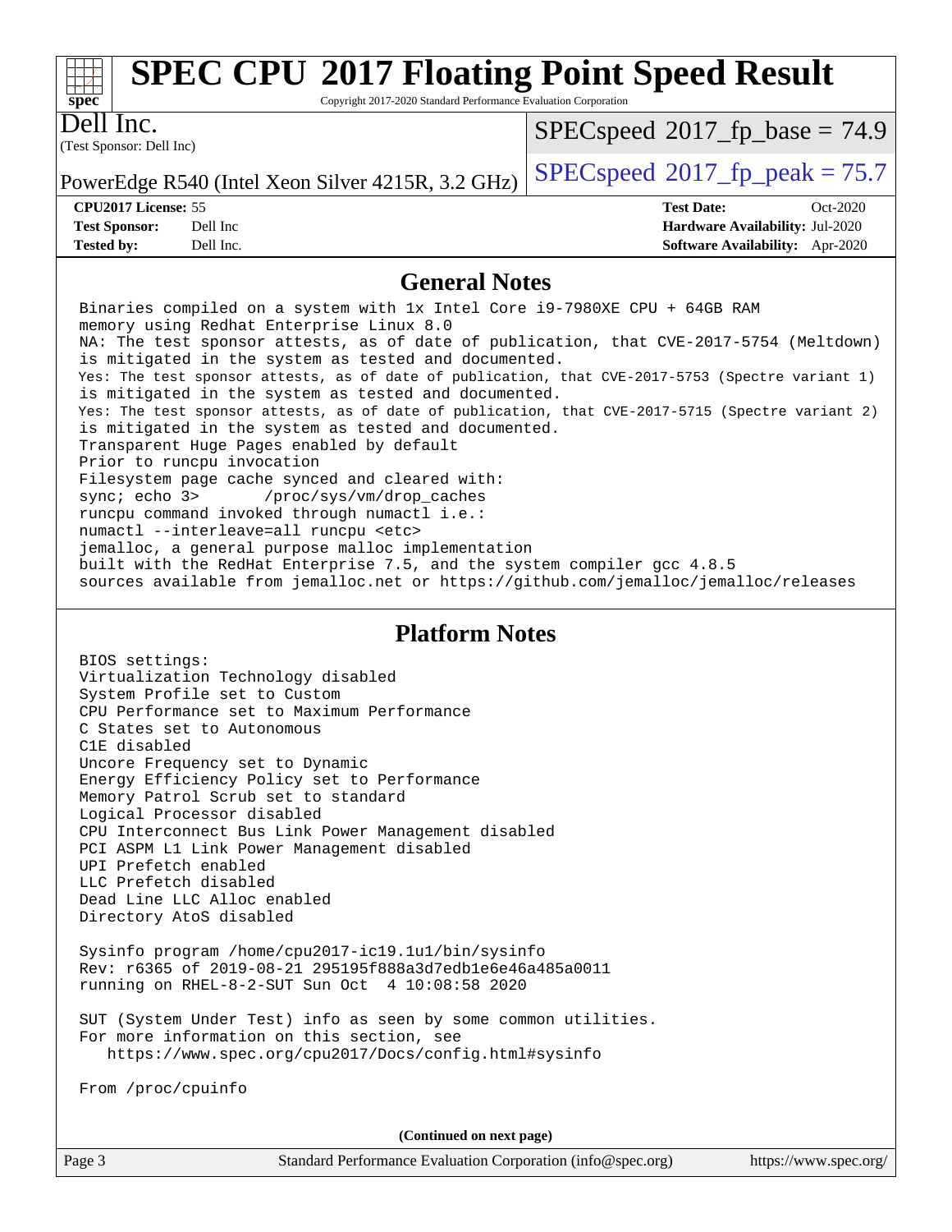# SPEC CPU 2017 Floating Point Speed Result

Copyright 2017-2020 Standard Performance Evaluation Corporation

**Dell Inc.**
(Test Sponsor: Dell Inc)

PowerEdge R540 (Intel Xeon Silver 4215R, 3.2 GHz)

SPECspeed 2017_fp_base = 74.9

SPECspeed 2017_fp_peak = 75.7

| | | | |
|---|---|---|---|
| **CPU2017 License:** | 55 | **Test Date:** | Oct-2020 |
| **Test Sponsor:** | Dell Inc | **Hardware Availability:** | Jul-2020 |
| **Tested by:** | Dell Inc. | **Software Availability:** | Apr-2020 |

## General Notes

```
Binaries compiled on a system with 1x Intel Core i9-7980XE CPU + 64GB RAM
memory using Redhat Enterprise Linux 8.0
NA: The test sponsor attests, as of date of publication, that CVE-2017-5754 (Meltdown)
is mitigated in the system as tested and documented.
Yes: The test sponsor attests, as of date of publication, that CVE-2017-5753 (Spectre variant 1)
is mitigated in the system as tested and documented.
Yes: The test sponsor attests, as of date of publication, that CVE-2017-5715 (Spectre variant 2)
is mitigated in the system as tested and documented.
Transparent Huge Pages enabled by default
Prior to runcpu invocation
Filesystem page cache synced and cleared with:
sync; echo 3>       /proc/sys/vm/drop_caches
runcpu command invoked through numactl i.e.:
numactl --interleave=all runcpu <etc>
jemalloc, a general purpose malloc implementation
built with the RedHat Enterprise 7.5, and the system compiler gcc 4.8.5
sources available from jemalloc.net or https://github.com/jemalloc/jemalloc/releases
```

## Platform Notes

```
BIOS settings:
Virtualization Technology disabled
System Profile set to Custom
CPU Performance set to Maximum Performance
C States set to Autonomous
C1E disabled
Uncore Frequency set to Dynamic
Energy Efficiency Policy set to Performance
Memory Patrol Scrub set to standard
Logical Processor disabled
CPU Interconnect Bus Link Power Management disabled
PCI ASPM L1 Link Power Management disabled
UPI Prefetch enabled
LLC Prefetch disabled
Dead Line LLC Alloc enabled
Directory AtoS disabled

Sysinfo program /home/cpu2017-ic19.1u1/bin/sysinfo
Rev: r6365 of 2019-08-21 295195f888a3d7edb1e6e46a485a0011
running on RHEL-8-2-SUT Sun Oct  4 10:08:58 2020

SUT (System Under Test) info as seen by some common utilities.
For more information on this section, see
   https://www.spec.org/cpu2017/Docs/config.html#sysinfo

From /proc/cpuinfo
```

**(Continued on next page)**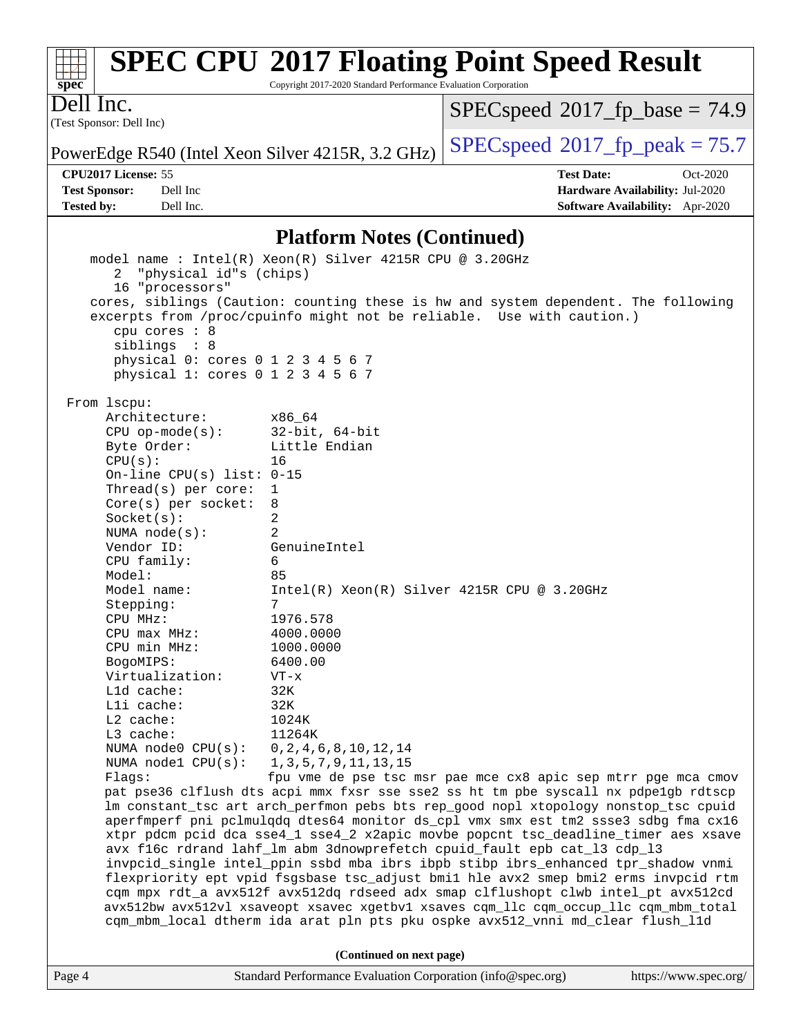## Platform Notes (Continued)

```
    model name : Intel(R) Xeon(R) Silver 4215R CPU @ 3.20GHz
       2  "physical id"s (chips)
       16 "processors"
    cores, siblings (Caution: counting these is hw and system dependent. The following
    excerpts from /proc/cpuinfo might not be reliable.  Use with caution.)
       cpu cores : 8
       siblings  : 8
       physical 0: cores 0 1 2 3 4 5 6 7
       physical 1: cores 0 1 2 3 4 5 6 7

 From lscpu:
      Architecture:        x86_64
      CPU op-mode(s):      32-bit, 64-bit
      Byte Order:          Little Endian
      CPU(s):              16
      On-line CPU(s) list: 0-15
      Thread(s) per core:  1
      Core(s) per socket:  8
      Socket(s):           2
      NUMA node(s):        2
      Vendor ID:           GenuineIntel
      CPU family:          6
      Model:               85
      Model name:          Intel(R) Xeon(R) Silver 4215R CPU @ 3.20GHz
      Stepping:            7
      CPU MHz:             1976.578
      CPU max MHz:         4000.0000
      CPU min MHz:         1000.0000
      BogoMIPS:            6400.00
      Virtualization:      VT-x
      L1d cache:           32K
      L1i cache:           32K
      L2 cache:            1024K
      L3 cache:            11264K
      NUMA node0 CPU(s):   0,2,4,6,8,10,12,14
      NUMA node1 CPU(s):   1,3,5,7,9,11,13,15
      Flags:               fpu vme de pse tsc msr pae mce cx8 apic sep mtrr pge mca cmov
      pat pse36 clflush dts acpi mmx fxsr sse sse2 ss ht tm pbe syscall nx pdpe1gb rdtscp
      lm constant_tsc art arch_perfmon pebs bts rep_good nopl xtopology nonstop_tsc cpuid
      aperfmperf pni pclmulqdq dtes64 monitor ds_cpl vmx smx est tm2 ssse3 sdbg fma cx16
      xtpr pdcm pcid dca sse4_1 sse4_2 x2apic movbe popcnt tsc_deadline_timer aes xsave
      avx f16c rdrand lahf_lm abm 3dnowprefetch cpuid_fault epb cat_l3 cdp_l3
      invpcid_single intel_ppin ssbd mba ibrs ibpb stibp ibrs_enhanced tpr_shadow vnmi
      flexpriority ept vpid fsgsbase tsc_adjust bmi1 hle avx2 smep bmi2 erms invpcid rtm
      cqm mpx rdt_a avx512f avx512dq rdseed adx smap clflushopt clwb intel_pt avx512cd
      avx512bw avx512vl xsaveopt xsavec xgetbv1 xsaves cqm_llc cqm_occup_llc cqm_mbm_total
      cqm_mbm_local dtherm ida arat pln pts pku ospke avx512_vnni md_clear flush_l1d
```

(Continued on next page)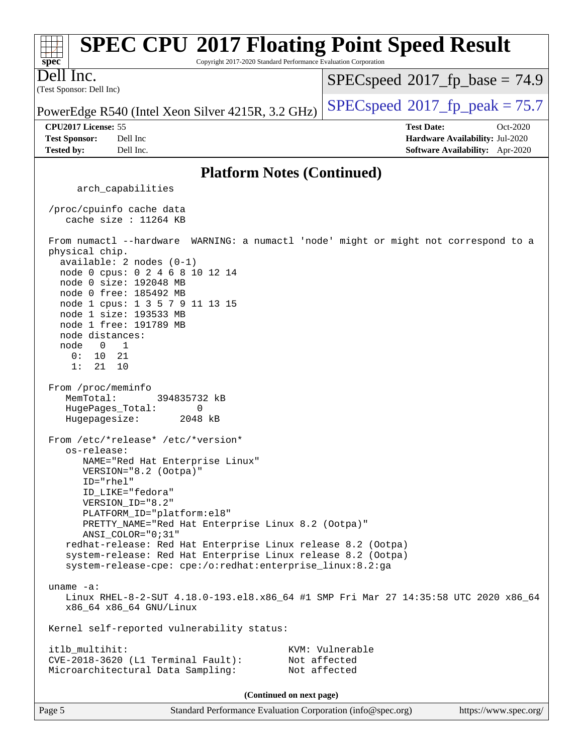## Platform Notes (Continued)

```
      arch_capabilities

  /proc/cpuinfo cache data
     cache size : 11264 KB

  From numactl --hardware  WARNING: a numactl 'node' might or might not correspond to a
  physical chip.
    available: 2 nodes (0-1)
    node 0 cpus: 0 2 4 6 8 10 12 14
    node 0 size: 192048 MB
    node 0 free: 185492 MB
    node 1 cpus: 1 3 5 7 9 11 13 15
    node 1 size: 193533 MB
    node 1 free: 191789 MB
    node distances:
    node   0   1
      0:  10  21
      1:  21  10

  From /proc/meminfo
     MemTotal:       394835732 kB
     HugePages_Total:       0
     Hugepagesize:       2048 kB

  From /etc/*release* /etc/*version*
     os-release:
        NAME="Red Hat Enterprise Linux"
        VERSION="8.2 (Ootpa)"
        ID="rhel"
        ID_LIKE="fedora"
        VERSION_ID="8.2"
        PLATFORM_ID="platform:el8"
        PRETTY_NAME="Red Hat Enterprise Linux 8.2 (Ootpa)"
        ANSI_COLOR="0;31"
     redhat-release: Red Hat Enterprise Linux release 8.2 (Ootpa)
     system-release: Red Hat Enterprise Linux release 8.2 (Ootpa)
     system-release-cpe: cpe:/o:redhat:enterprise_linux:8.2:ga

  uname -a:
     Linux RHEL-8-2-SUT 4.18.0-193.el8.x86_64 #1 SMP Fri Mar 27 14:35:58 UTC 2020 x86_64
     x86_64 x86_64 GNU/Linux

  Kernel self-reported vulnerability status:

  itlb_multihit:                                   KVM: Vulnerable
  CVE-2018-3620 (L1 Terminal Fault):               Not affected
  Microarchitectural Data Sampling:                Not affected
```

(Continued on next page)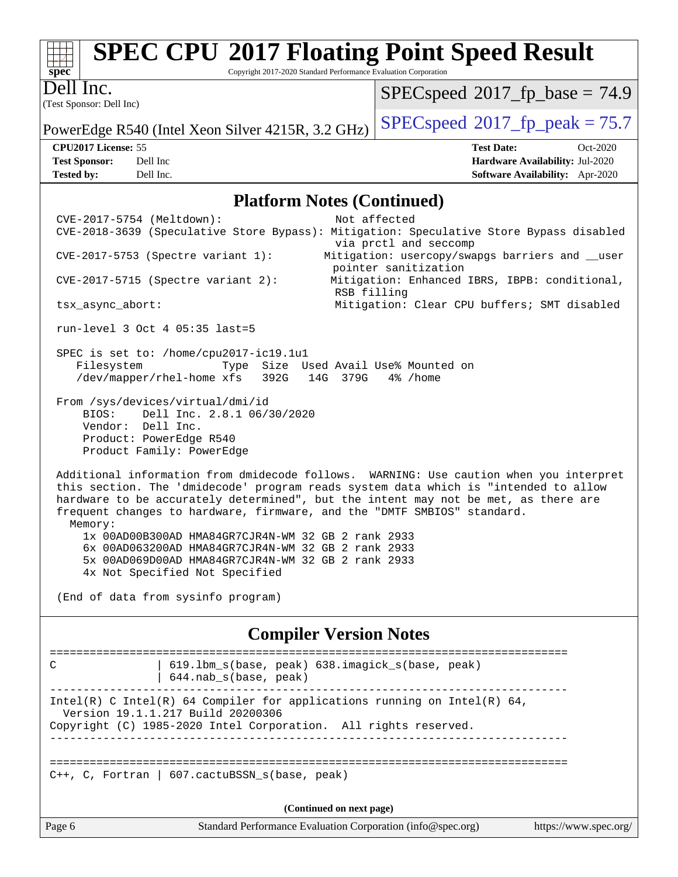# SPEC CPU 2017 Floating Point Speed Result

Copyright 2017-2020 Standard Performance Evaluation Corporation

**Dell Inc.**
(Test Sponsor: Dell Inc)

PowerEdge R540 (Intel Xeon Silver 4215R, 3.2 GHz)

SPECspeed 2017_fp_base = 74.9

SPECspeed 2017_fp_peak = 75.7

| | | | |
|---|---|---|---|
| **CPU2017 License:** | 55 | **Test Date:** | Oct-2020 |
| **Test Sponsor:** | Dell Inc | **Hardware Availability:** | Jul-2020 |
| **Tested by:** | Dell Inc. | **Software Availability:** | Apr-2020 |

## Platform Notes (Continued)

```
CVE-2017-5754 (Meltdown):                          Not affected
CVE-2018-3639 (Speculative Store Bypass): Mitigation: Speculative Store Bypass disabled
                                           via prctl and seccomp
CVE-2017-5753 (Spectre variant 1):        Mitigation: usercopy/swapgs barriers and __user
                                           pointer sanitization
CVE-2017-5715 (Spectre variant 2):        Mitigation: Enhanced IBRS, IBPB: conditional,
                                           RSB filling
tsx_async_abort:                           Mitigation: Clear CPU buffers; SMT disabled

run-level 3 Oct 4 05:35 last=5

SPEC is set to: /home/cpu2017-ic19.1u1
   Filesystem            Type  Size  Used Avail Use% Mounted on
   /dev/mapper/rhel-home xfs   392G   14G  379G   4% /home

From /sys/devices/virtual/dmi/id
    BIOS:    Dell Inc. 2.8.1 06/30/2020
    Vendor:  Dell Inc.
    Product: PowerEdge R540
    Product Family: PowerEdge

Additional information from dmidecode follows.  WARNING: Use caution when you interpret
this section. The 'dmidecode' program reads system data which is "intended to allow
hardware to be accurately determined", but the intent may not be met, as there are
frequent changes to hardware, firmware, and the "DMTF SMBIOS" standard.
  Memory:
    1x 00AD00B300AD HMA84GR7CJR4N-WM 32 GB 2 rank 2933
    6x 00AD063200AD HMA84GR7CJR4N-WM 32 GB 2 rank 2933
    5x 00AD069D00AD HMA84GR7CJR4N-WM 32 GB 2 rank 2933
    4x Not Specified Not Specified

(End of data from sysinfo program)
```

## Compiler Version Notes

```
==============================================================================
C               | 619.lbm_s(base, peak) 638.imagick_s(base, peak)
                | 644.nab_s(base, peak)
------------------------------------------------------------------------------
Intel(R) C Intel(R) 64 Compiler for applications running on Intel(R) 64,
  Version 19.1.1.217 Build 20200306
Copyright (C) 1985-2020 Intel Corporation.  All rights reserved.
------------------------------------------------------------------------------

==============================================================================
C++, C, Fortran | 607.cactuBSSN_s(base, peak)
```

**(Continued on next page)**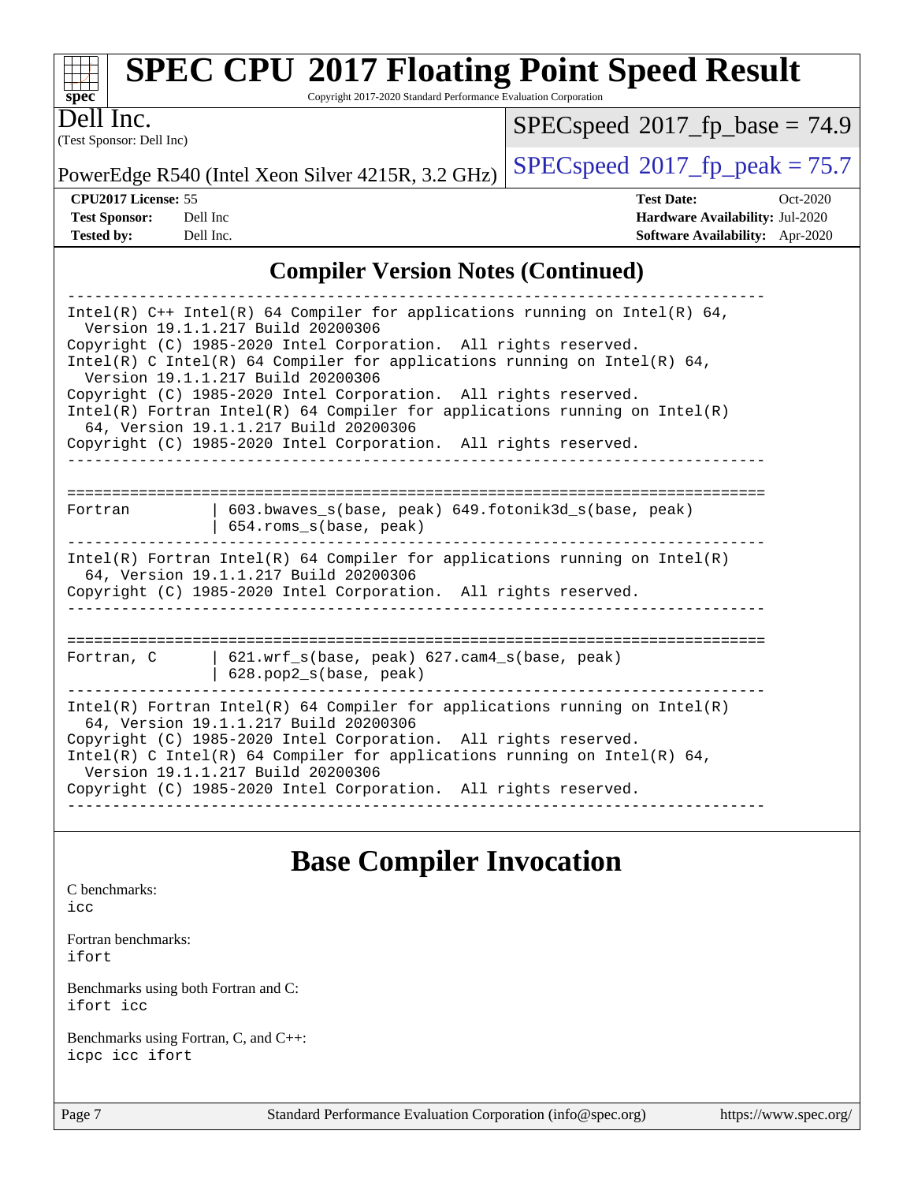## Compiler Version Notes (Continued)

```
------------------------------------------------------------------------------
Intel(R) C++ Intel(R) 64 Compiler for applications running on Intel(R) 64,
  Version 19.1.1.217 Build 20200306
Copyright (C) 1985-2020 Intel Corporation.  All rights reserved.
Intel(R) C Intel(R) 64 Compiler for applications running on Intel(R) 64,
  Version 19.1.1.217 Build 20200306
Copyright (C) 1985-2020 Intel Corporation.  All rights reserved.
Intel(R) Fortran Intel(R) 64 Compiler for applications running on Intel(R)
  64, Version 19.1.1.217 Build 20200306
Copyright (C) 1985-2020 Intel Corporation.  All rights reserved.
------------------------------------------------------------------------------

==============================================================================
Fortran         | 603.bwaves_s(base, peak) 649.fotonik3d_s(base, peak)
                | 654.roms_s(base, peak)
------------------------------------------------------------------------------
Intel(R) Fortran Intel(R) 64 Compiler for applications running on Intel(R)
  64, Version 19.1.1.217 Build 20200306
Copyright (C) 1985-2020 Intel Corporation.  All rights reserved.
------------------------------------------------------------------------------

==============================================================================
Fortran, C      | 621.wrf_s(base, peak) 627.cam4_s(base, peak)
                | 628.pop2_s(base, peak)
------------------------------------------------------------------------------
Intel(R) Fortran Intel(R) 64 Compiler for applications running on Intel(R)
  64, Version 19.1.1.217 Build 20200306
Copyright (C) 1985-2020 Intel Corporation.  All rights reserved.
Intel(R) C Intel(R) 64 Compiler for applications running on Intel(R) 64,
  Version 19.1.1.217 Build 20200306
Copyright (C) 1985-2020 Intel Corporation.  All rights reserved.
------------------------------------------------------------------------------
```

# Base Compiler Invocation

C benchmarks:
icc

Fortran benchmarks:
ifort

Benchmarks using both Fortran and C:
ifort icc

Benchmarks using Fortran, C, and C++:
icpc icc ifort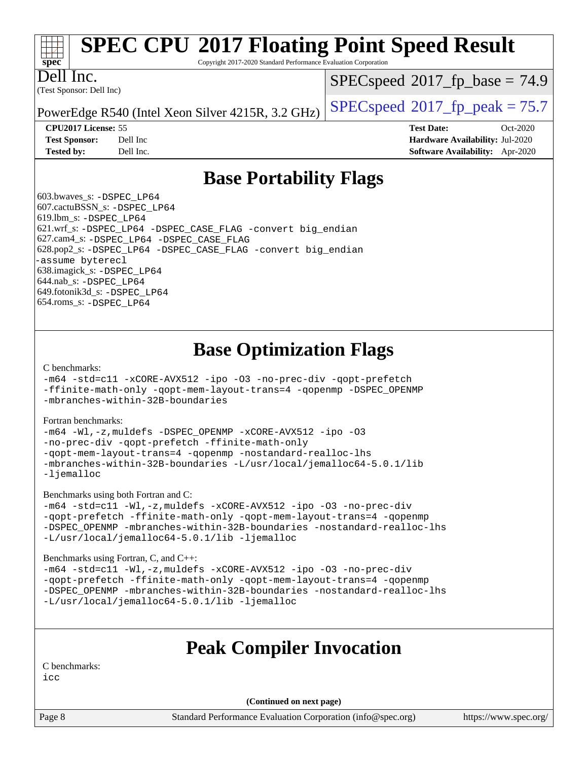# SPEC CPU 2017 Floating Point Speed Result

Copyright 2017-2020 Standard Performance Evaluation Corporation

Dell Inc.
(Test Sponsor: Dell Inc)

PowerEdge R540 (Intel Xeon Silver 4215R, 3.2 GHz)

SPECspeed 2017_fp_base = 74.9

SPECspeed 2017_fp_peak = 75.7

**CPU2017 License:** 55
**Test Sponsor:** Dell Inc
**Tested by:** Dell Inc.

**Test Date:** Oct-2020
**Hardware Availability:** Jul-2020
**Software Availability:** Apr-2020

## Base Portability Flags

603.bwaves_s: -DSPEC_LP64
607.cactuBSSN_s: -DSPEC_LP64
619.lbm_s: -DSPEC_LP64
621.wrf_s: -DSPEC_LP64 -DSPEC_CASE_FLAG -convert big_endian
627.cam4_s: -DSPEC_LP64 -DSPEC_CASE_FLAG
628.pop2_s: -DSPEC_LP64 -DSPEC_CASE_FLAG -convert big_endian -assume byterecl
638.imagick_s: -DSPEC_LP64
644.nab_s: -DSPEC_LP64
649.fotonik3d_s: -DSPEC_LP64
654.roms_s: -DSPEC_LP64

## Base Optimization Flags

C benchmarks:
-m64 -std=c11 -xCORE-AVX512 -ipo -O3 -no-prec-div -qopt-prefetch -ffinite-math-only -qopt-mem-layout-trans=4 -qopenmp -DSPEC_OPENMP -mbranches-within-32B-boundaries

Fortran benchmarks:
-m64 -Wl,-z,muldefs -DSPEC_OPENMP -xCORE-AVX512 -ipo -O3 -no-prec-div -qopt-prefetch -ffinite-math-only -qopt-mem-layout-trans=4 -qopenmp -nostandard-realloc-lhs -mbranches-within-32B-boundaries -L/usr/local/jemalloc64-5.0.1/lib -ljemalloc

Benchmarks using both Fortran and C:
-m64 -std=c11 -Wl,-z,muldefs -xCORE-AVX512 -ipo -O3 -no-prec-div -qopt-prefetch -ffinite-math-only -qopt-mem-layout-trans=4 -qopenmp -DSPEC_OPENMP -mbranches-within-32B-boundaries -nostandard-realloc-lhs -L/usr/local/jemalloc64-5.0.1/lib -ljemalloc

Benchmarks using Fortran, C, and C++:
-m64 -std=c11 -Wl,-z,muldefs -xCORE-AVX512 -ipo -O3 -no-prec-div -qopt-prefetch -ffinite-math-only -qopt-mem-layout-trans=4 -qopenmp -DSPEC_OPENMP -mbranches-within-32B-boundaries -nostandard-realloc-lhs -L/usr/local/jemalloc64-5.0.1/lib -ljemalloc

## Peak Compiler Invocation

C benchmarks:
icc

(Continued on next page)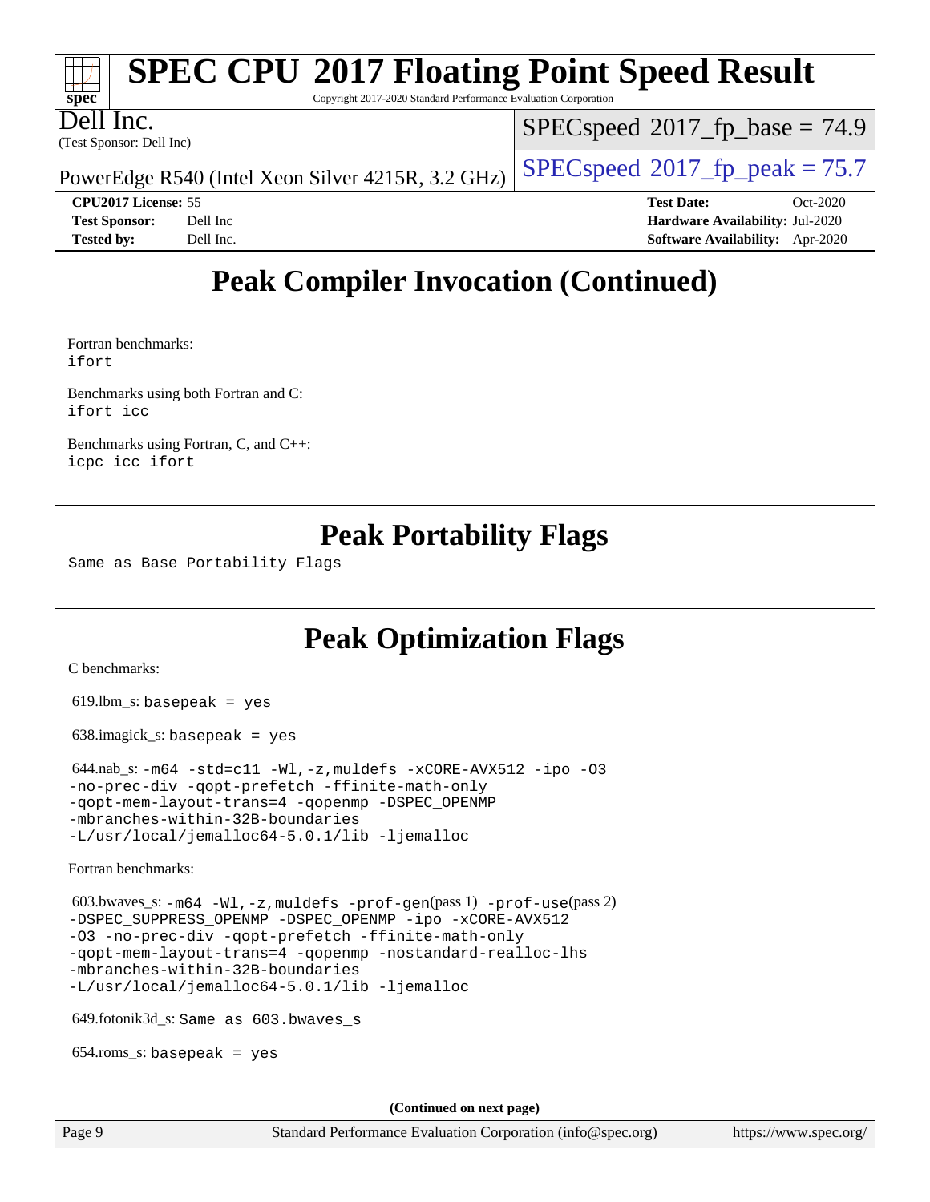# Peak Compiler Invocation (Continued)

Fortran benchmarks:
`ifort`

Benchmarks using both Fortran and C:
`ifort icc`

Benchmarks using Fortran, C, and C++:
`icpc icc ifort`

# Peak Portability Flags

Same as Base Portability Flags

# Peak Optimization Flags

C benchmarks:

619.lbm_s: `basepeak = yes`

638.imagick_s: `basepeak = yes`

644.nab_s: `-m64 -std=c11 -Wl,-z,muldefs -xCORE-AVX512 -ipo -O3 -no-prec-div -qopt-prefetch -ffinite-math-only -qopt-mem-layout-trans=4 -qopenmp -DSPEC_OPENMP -mbranches-within-32B-boundaries -L/usr/local/jemalloc64-5.0.1/lib -ljemalloc`

Fortran benchmarks:

603.bwaves_s: `-m64 -Wl,-z,muldefs -prof-gen`(pass 1) `-prof-use`(pass 2) `-DSPEC_SUPPRESS_OPENMP -DSPEC_OPENMP -ipo -xCORE-AVX512 -O3 -no-prec-div -qopt-prefetch -ffinite-math-only -qopt-mem-layout-trans=4 -qopenmp -nostandard-realloc-lhs -mbranches-within-32B-boundaries -L/usr/local/jemalloc64-5.0.1/lib -ljemalloc`

649.fotonik3d_s: `Same as 603.bwaves_s`

654.roms_s: `basepeak = yes`

(Continued on next page)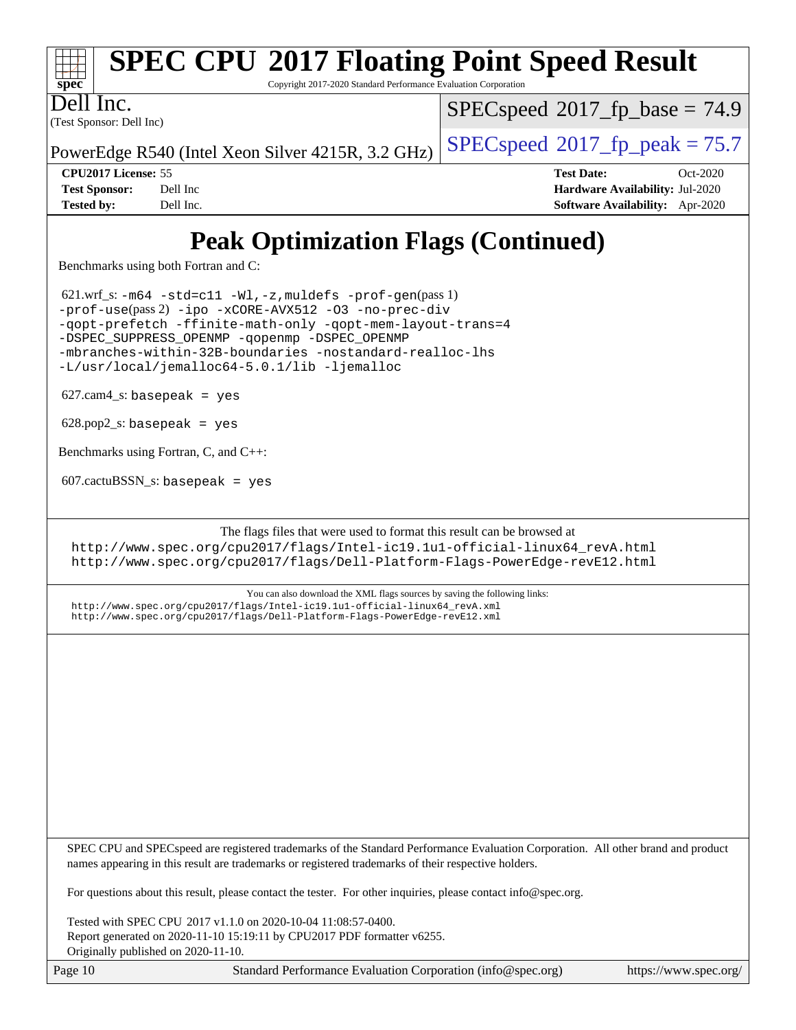# Peak Optimization Flags (Continued)

Benchmarks using both Fortran and C:

621.wrf_s: -m64 -std=c11 -Wl,-z,muldefs -prof-gen(pass 1) -prof-use(pass 2) -ipo -xCORE-AVX512 -O3 -no-prec-div -qopt-prefetch -ffinite-math-only -qopt-mem-layout-trans=4 -DSPEC_SUPPRESS_OPENMP -qopenmp -DSPEC_OPENMP -mbranches-within-32B-boundaries -nostandard-realloc-lhs -L/usr/local/jemalloc64-5.0.1/lib -ljemalloc

627.cam4_s: basepeak = yes

628.pop2_s: basepeak = yes

Benchmarks using Fortran, C, and C++:

607.cactuBSSN_s: basepeak = yes

The flags files that were used to format this result can be browsed at
http://www.spec.org/cpu2017/flags/Intel-ic19.1u1-official-linux64_revA.html
http://www.spec.org/cpu2017/flags/Dell-Platform-Flags-PowerEdge-revE12.html

You can also download the XML flags sources by saving the following links:
http://www.spec.org/cpu2017/flags/Intel-ic19.1u1-official-linux64_revA.xml
http://www.spec.org/cpu2017/flags/Dell-Platform-Flags-PowerEdge-revE12.xml

SPEC CPU and SPECspeed are registered trademarks of the Standard Performance Evaluation Corporation. All other brand and product names appearing in this result are trademarks or registered trademarks of their respective holders.

For questions about this result, please contact the tester. For other inquiries, please contact info@spec.org.

Tested with SPEC CPU 2017 v1.1.0 on 2020-10-04 11:08:57-0400.
Report generated on 2020-11-10 15:19:11 by CPU2017 PDF formatter v6255.
Originally published on 2020-11-10.